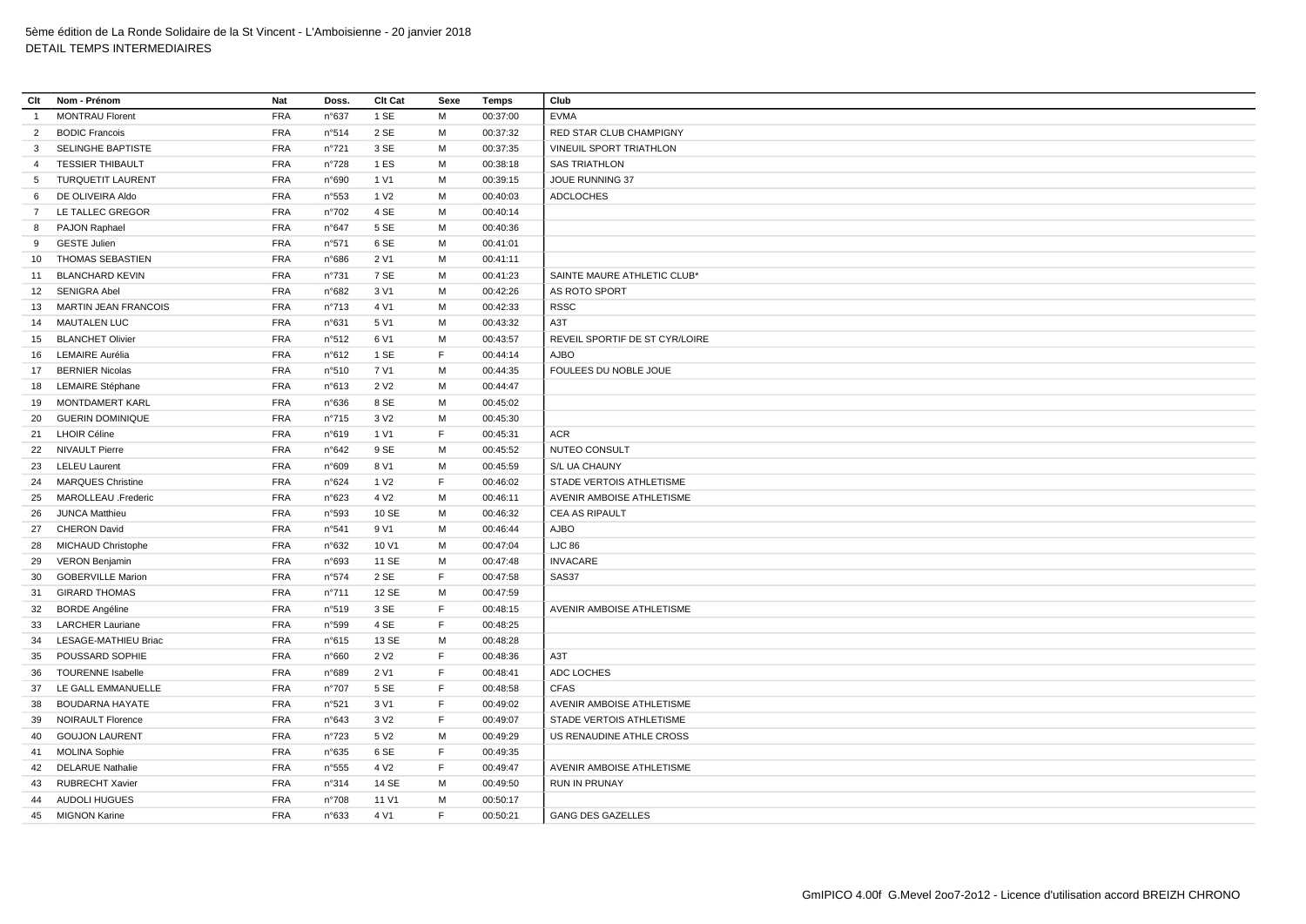5ème édition de La Ronde Solidaire de la St Vincent - L'Amboisienne - 20 janvier 2018
DETAIL TEMPS INTERMEDIAIRES

| Clt | Nom - Prénom | Nat | Doss. | Clt Cat | Sexe | Temps | Club |
|---|---|---|---|---|---|---|---|
| 1 | MONTRAU Florent | FRA | n°637 | 1 SE | M | 00:37:00 | EVMA |
| 2 | BODIC Francois | FRA | n°514 | 2 SE | M | 00:37:32 | RED STAR CLUB CHAMPIGNY |
| 3 | SELINGHE BAPTISTE | FRA | n°721 | 3 SE | M | 00:37:35 | VINEUIL SPORT TRIATHLON |
| 4 | TESSIER THIBAULT | FRA | n°728 | 1 ES | M | 00:38:18 | SAS TRIATHLON |
| 5 | TURQUETIT LAURENT | FRA | n°690 | 1 V1 | M | 00:39:15 | JOUE RUNNING 37 |
| 6 | DE OLIVEIRA Aldo | FRA | n°553 | 1 V2 | M | 00:40:03 | ADCLOCHES |
| 7 | LE TALLEC GREGOR | FRA | n°702 | 4 SE | M | 00:40:14 | |
| 8 | PAJON Raphael | FRA | n°647 | 5 SE | M | 00:40:36 | |
| 9 | GESTE Julien | FRA | n°571 | 6 SE | M | 00:41:01 | |
| 10 | THOMAS SEBASTIEN | FRA | n°686 | 2 V1 | M | 00:41:11 | |
| 11 | BLANCHARD KEVIN | FRA | n°731 | 7 SE | M | 00:41:23 | SAINTE MAURE ATHLETIC CLUB* |
| 12 | SENIGRA Abel | FRA | n°682 | 3 V1 | M | 00:42:26 | AS ROTO SPORT |
| 13 | MARTIN JEAN FRANCOIS | FRA | n°713 | 4 V1 | M | 00:42:33 | RSSC |
| 14 | MAUTALEN LUC | FRA | n°631 | 5 V1 | M | 00:43:32 | A3T |
| 15 | BLANCHET Olivier | FRA | n°512 | 6 V1 | M | 00:43:57 | REVEIL SPORTIF DE ST CYR/LOIRE |
| 16 | LEMAIRE Aurélia | FRA | n°612 | 1 SE | F | 00:44:14 | AJBO |
| 17 | BERNIER Nicolas | FRA | n°510 | 7 V1 | M | 00:44:35 | FOULEES DU NOBLE JOUE |
| 18 | LEMAIRE Stéphane | FRA | n°613 | 2 V2 | M | 00:44:47 | |
| 19 | MONTDAMERT KARL | FRA | n°636 | 8 SE | M | 00:45:02 | |
| 20 | GUERIN DOMINIQUE | FRA | n°715 | 3 V2 | M | 00:45:30 | |
| 21 | LHOIR Céline | FRA | n°619 | 1 V1 | F | 00:45:31 | ACR |
| 22 | NIVAULT Pierre | FRA | n°642 | 9 SE | M | 00:45:52 | NUTEO CONSULT |
| 23 | LELEU Laurent | FRA | n°609 | 8 V1 | M | 00:45:59 | S/L UA CHAUNY |
| 24 | MARQUES Christine | FRA | n°624 | 1 V2 | F | 00:46:02 | STADE VERTOIS ATHLETISME |
| 25 | MAROLLEAU .Frederic | FRA | n°623 | 4 V2 | M | 00:46:11 | AVENIR AMBOISE ATHLETISME |
| 26 | JUNCA Matthieu | FRA | n°593 | 10 SE | M | 00:46:32 | CEA AS RIPAULT |
| 27 | CHERON David | FRA | n°541 | 9 V1 | M | 00:46:44 | AJBO |
| 28 | MICHAUD Christophe | FRA | n°632 | 10 V1 | M | 00:47:04 | LJC 86 |
| 29 | VERON Benjamin | FRA | n°693 | 11 SE | M | 00:47:48 | INVACARE |
| 30 | GOBERVILLE Marion | FRA | n°574 | 2 SE | F | 00:47:58 | SAS37 |
| 31 | GIRARD THOMAS | FRA | n°711 | 12 SE | M | 00:47:59 | |
| 32 | BORDE Angéline | FRA | n°519 | 3 SE | F | 00:48:15 | AVENIR AMBOISE ATHLETISME |
| 33 | LARCHER Lauriane | FRA | n°599 | 4 SE | F | 00:48:25 | |
| 34 | LESAGE-MATHIEU Briac | FRA | n°615 | 13 SE | M | 00:48:28 | |
| 35 | POUSSARD SOPHIE | FRA | n°660 | 2 V2 | F | 00:48:36 | A3T |
| 36 | TOURENNE Isabelle | FRA | n°689 | 2 V1 | F | 00:48:41 | ADC LOCHES |
| 37 | LE GALL EMMANUELLE | FRA | n°707 | 5 SE | F | 00:48:58 | CFAS |
| 38 | BOUDARNA HAYATE | FRA | n°521 | 3 V1 | F | 00:49:02 | AVENIR AMBOISE ATHLETISME |
| 39 | NOIRAULT Florence | FRA | n°643 | 3 V2 | F | 00:49:07 | STADE VERTOIS ATHLETISME |
| 40 | GOUJON LAURENT | FRA | n°723 | 5 V2 | M | 00:49:29 | US RENAUDINE ATHLE CROSS |
| 41 | MOLINA Sophie | FRA | n°635 | 6 SE | F | 00:49:35 | |
| 42 | DELARUE Nathalie | FRA | n°555 | 4 V2 | F | 00:49:47 | AVENIR AMBOISE ATHLETISME |
| 43 | RUBRECHT Xavier | FRA | n°314 | 14 SE | M | 00:49:50 | RUN IN PRUNAY |
| 44 | AUDOLI HUGUES | FRA | n°708 | 11 V1 | M | 00:50:17 | |
| 45 | MIGNON Karine | FRA | n°633 | 4 V1 | F | 00:50:21 | GANG DES GAZELLES |

GmIPICO 4.00f G.Mevel 2oo7-2o12 - Licence d'utilisation accord BREIZH CHRONO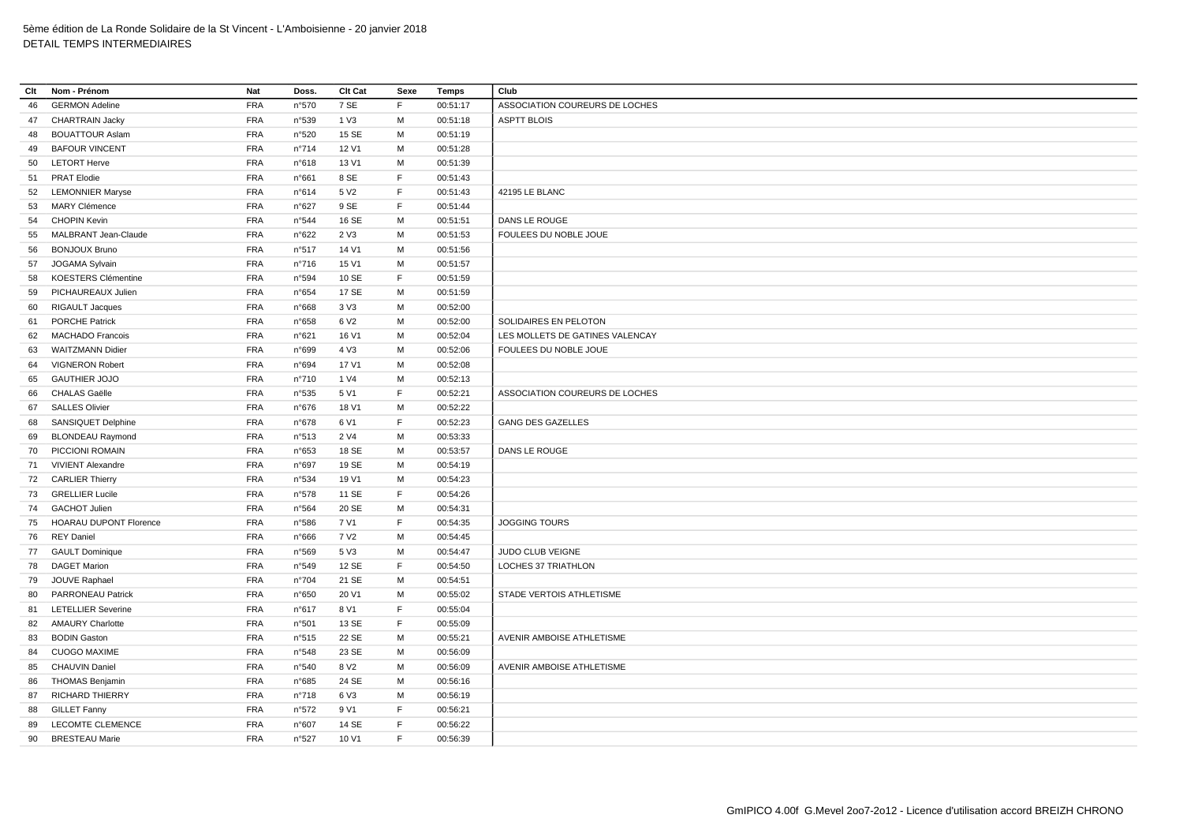5ème édition de La Ronde Solidaire de la St Vincent - L'Amboisienne - 20 janvier 2018
DETAIL TEMPS INTERMEDIAIRES

| Clt | Nom - Prénom | Nat | Doss. | Clt Cat | Sexe | Temps | Club |
|---|---|---|---|---|---|---|---|
| 46 | GERMON Adeline | FRA | n°570 | 7 SE | F | 00:51:17 | ASSOCIATION COUREURS DE LOCHES |
| 47 | CHARTRAIN Jacky | FRA | n°539 | 1 V3 | M | 00:51:18 | ASPTT BLOIS |
| 48 | BOUATTOUR Aslam | FRA | n°520 | 15 SE | M | 00:51:19 | |
| 49 | BAFOUR VINCENT | FRA | n°714 | 12 V1 | M | 00:51:28 | |
| 50 | LETORT Herve | FRA | n°618 | 13 V1 | M | 00:51:39 | |
| 51 | PRAT Elodie | FRA | n°661 | 8 SE | F | 00:51:43 | |
| 52 | LEMONNIER Maryse | FRA | n°614 | 5 V2 | F | 00:51:43 | 42195 LE BLANC |
| 53 | MARY Clémence | FRA | n°627 | 9 SE | F | 00:51:44 | |
| 54 | CHOPIN Kevin | FRA | n°544 | 16 SE | M | 00:51:51 | DANS LE ROUGE |
| 55 | MALBRANT Jean-Claude | FRA | n°622 | 2 V3 | M | 00:51:53 | FOULEES DU NOBLE JOUE |
| 56 | BONJOUX Bruno | FRA | n°517 | 14 V1 | M | 00:51:56 | |
| 57 | JOGAMA Sylvain | FRA | n°716 | 15 V1 | M | 00:51:57 | |
| 58 | KOESTERS Clémentine | FRA | n°594 | 10 SE | F | 00:51:59 | |
| 59 | PICHAUREAUX Julien | FRA | n°654 | 17 SE | M | 00:51:59 | |
| 60 | RIGAULT Jacques | FRA | n°668 | 3 V3 | M | 00:52:00 | |
| 61 | PORCHE Patrick | FRA | n°658 | 6 V2 | M | 00:52:00 | SOLIDAIRES EN PELOTON |
| 62 | MACHADO Francois | FRA | n°621 | 16 V1 | M | 00:52:04 | LES MOLLETS DE GATINES VALENCAY |
| 63 | WAITZMANN Didier | FRA | n°699 | 4 V3 | M | 00:52:06 | FOULEES DU NOBLE JOUE |
| 64 | VIGNERON Robert | FRA | n°694 | 17 V1 | M | 00:52:08 | |
| 65 | GAUTHIER JOJO | FRA | n°710 | 1 V4 | M | 00:52:13 | |
| 66 | CHALAS Gaëlle | FRA | n°535 | 5 V1 | F | 00:52:21 | ASSOCIATION COUREURS DE LOCHES |
| 67 | SALLES Olivier | FRA | n°676 | 18 V1 | M | 00:52:22 | |
| 68 | SANSIQUET Delphine | FRA | n°678 | 6 V1 | F | 00:52:23 | GANG DES GAZELLES |
| 69 | BLONDEAU Raymond | FRA | n°513 | 2 V4 | M | 00:53:33 | |
| 70 | PICCIONI ROMAIN | FRA | n°653 | 18 SE | M | 00:53:57 | DANS LE ROUGE |
| 71 | VIVIENT Alexandre | FRA | n°697 | 19 SE | M | 00:54:19 | |
| 72 | CARLIER Thierry | FRA | n°534 | 19 V1 | M | 00:54:23 | |
| 73 | GRELLIER Lucile | FRA | n°578 | 11 SE | F | 00:54:26 | |
| 74 | GACHOT Julien | FRA | n°564 | 20 SE | M | 00:54:31 | |
| 75 | HOARAU DUPONT Florence | FRA | n°586 | 7 V1 | F | 00:54:35 | JOGGING TOURS |
| 76 | REY Daniel | FRA | n°666 | 7 V2 | M | 00:54:45 | |
| 77 | GAULT Dominique | FRA | n°569 | 5 V3 | M | 00:54:47 | JUDO CLUB VEIGNE |
| 78 | DAGET Marion | FRA | n°549 | 12 SE | F | 00:54:50 | LOCHES 37 TRIATHLON |
| 79 | JOUVE Raphael | FRA | n°704 | 21 SE | M | 00:54:51 | |
| 80 | PARRONEAU Patrick | FRA | n°650 | 20 V1 | M | 00:55:02 | STADE VERTOIS ATHLETISME |
| 81 | LETELLIER Severine | FRA | n°617 | 8 V1 | F | 00:55:04 | |
| 82 | AMAURY Charlotte | FRA | n°501 | 13 SE | F | 00:55:09 | |
| 83 | BODIN Gaston | FRA | n°515 | 22 SE | M | 00:55:21 | AVENIR AMBOISE ATHLETISME |
| 84 | CUOGO MAXIME | FRA | n°548 | 23 SE | M | 00:56:09 | |
| 85 | CHAUVIN Daniel | FRA | n°540 | 8 V2 | M | 00:56:09 | AVENIR AMBOISE ATHLETISME |
| 86 | THOMAS Benjamin | FRA | n°685 | 24 SE | M | 00:56:16 | |
| 87 | RICHARD THIERRY | FRA | n°718 | 6 V3 | M | 00:56:19 | |
| 88 | GILLET Fanny | FRA | n°572 | 9 V1 | F | 00:56:21 | |
| 89 | LECOMTE CLEMENCE | FRA | n°607 | 14 SE | F | 00:56:22 | |
| 90 | BRESTEAU Marie | FRA | n°527 | 10 V1 | F | 00:56:39 | |

GmIPICO 4.00f G.Mevel 2oo7-2o12 - Licence d'utilisation accord BREIZH CHRONO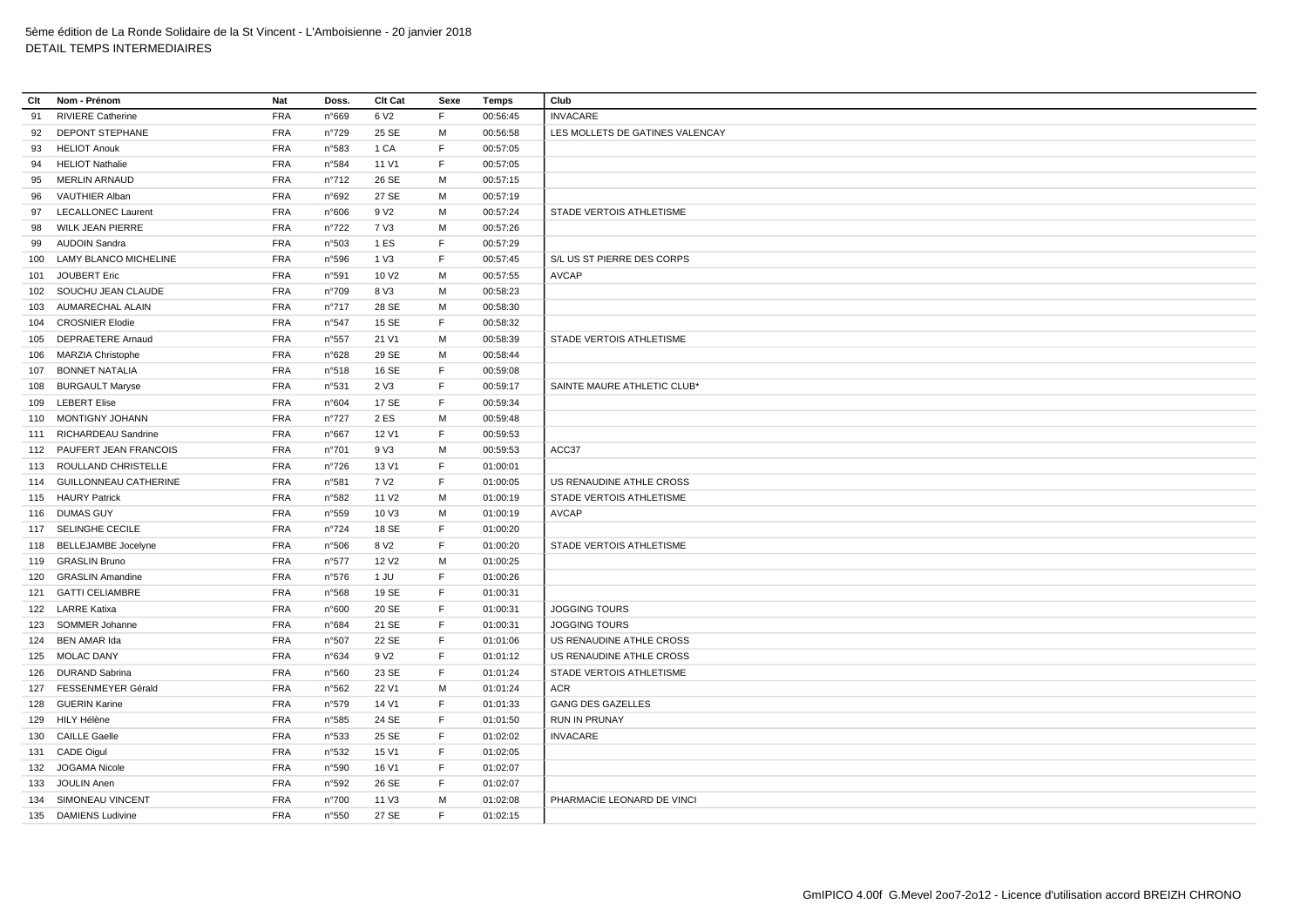5ème édition de La Ronde Solidaire de la St Vincent - L'Amboisienne - 20 janvier 2018
DETAIL TEMPS INTERMEDIAIRES

| Clt | Nom - Prénom | Nat | Doss. | Clt Cat | Sexe | Temps | Club |
|---|---|---|---|---|---|---|---|
| 91 | RIVIERE Catherine | FRA | n°669 | 6 V2 | F | 00:56:45 | INVACARE |
| 92 | DEPONT STEPHANE | FRA | n°729 | 25 SE | M | 00:56:58 | LES MOLLETS DE GATINES VALENCAY |
| 93 | HELIOT Anouk | FRA | n°583 | 1 CA | F | 00:57:05 | |
| 94 | HELIOT Nathalie | FRA | n°584 | 11 V1 | F | 00:57:05 | |
| 95 | MERLIN ARNAUD | FRA | n°712 | 26 SE | M | 00:57:15 | |
| 96 | VAUTHIER Alban | FRA | n°692 | 27 SE | M | 00:57:19 | |
| 97 | LECALLONEC Laurent | FRA | n°606 | 9 V2 | M | 00:57:24 | STADE VERTOIS ATHLETISME |
| 98 | WILK JEAN PIERRE | FRA | n°722 | 7 V3 | M | 00:57:26 | |
| 99 | AUDOIN Sandra | FRA | n°503 | 1 ES | F | 00:57:29 | |
| 100 | LAMY BLANCO MICHELINE | FRA | n°596 | 1 V3 | F | 00:57:45 | S/L US ST PIERRE DES CORPS |
| 101 | JOUBERT Eric | FRA | n°591 | 10 V2 | M | 00:57:55 | AVCAP |
| 102 | SOUCHU JEAN CLAUDE | FRA | n°709 | 8 V3 | M | 00:58:23 | |
| 103 | AUMARECHAL ALAIN | FRA | n°717 | 28 SE | M | 00:58:30 | |
| 104 | CROSNIER Elodie | FRA | n°547 | 15 SE | F | 00:58:32 | |
| 105 | DEPRAETERE Arnaud | FRA | n°557 | 21 V1 | M | 00:58:39 | STADE VERTOIS ATHLETISME |
| 106 | MARZIA Christophe | FRA | n°628 | 29 SE | M | 00:58:44 | |
| 107 | BONNET NATALIA | FRA | n°518 | 16 SE | F | 00:59:08 | |
| 108 | BURGAULT Maryse | FRA | n°531 | 2 V3 | F | 00:59:17 | SAINTE MAURE ATHLETIC CLUB* |
| 109 | LEBERT Elise | FRA | n°604 | 17 SE | F | 00:59:34 | |
| 110 | MONTIGNY JOHANN | FRA | n°727 | 2 ES | M | 00:59:48 | |
| 111 | RICHARDEAU Sandrine | FRA | n°667 | 12 V1 | F | 00:59:53 | |
| 112 | PAUFERT JEAN FRANCOIS | FRA | n°701 | 9 V3 | M | 00:59:53 | ACC37 |
| 113 | ROULLAND CHRISTELLE | FRA | n°726 | 13 V1 | F | 01:00:01 | |
| 114 | GUILLONNEAU CATHERINE | FRA | n°581 | 7 V2 | F | 01:00:05 | US RENAUDINE ATHLE CROSS |
| 115 | HAURY Patrick | FRA | n°582 | 11 V2 | M | 01:00:19 | STADE VERTOIS ATHLETISME |
| 116 | DUMAS GUY | FRA | n°559 | 10 V3 | M | 01:00:19 | AVCAP |
| 117 | SELINGHE CECILE | FRA | n°724 | 18 SE | F | 01:00:20 | |
| 118 | BELLEJAMBE Jocelyne | FRA | n°506 | 8 V2 | F | 01:00:20 | STADE VERTOIS ATHLETISME |
| 119 | GRASLIN Bruno | FRA | n°577 | 12 V2 | M | 01:00:25 | |
| 120 | GRASLIN Amandine | FRA | n°576 | 1 JU | F | 01:00:26 | |
| 121 | GATTI CELIAMBRE | FRA | n°568 | 19 SE | F | 01:00:31 | |
| 122 | LARRE Katixa | FRA | n°600 | 20 SE | F | 01:00:31 | JOGGING TOURS |
| 123 | SOMMER Johanne | FRA | n°684 | 21 SE | F | 01:00:31 | JOGGING TOURS |
| 124 | BEN AMAR Ida | FRA | n°507 | 22 SE | F | 01:01:06 | US RENAUDINE ATHLE CROSS |
| 125 | MOLAC DANY | FRA | n°634 | 9 V2 | F | 01:01:12 | US RENAUDINE ATHLE CROSS |
| 126 | DURAND Sabrina | FRA | n°560 | 23 SE | F | 01:01:24 | STADE VERTOIS ATHLETISME |
| 127 | FESSENMEYER Gérald | FRA | n°562 | 22 V1 | M | 01:01:24 | ACR |
| 128 | GUERIN Karine | FRA | n°579 | 14 V1 | F | 01:01:33 | GANG DES GAZELLES |
| 129 | HILY Hélène | FRA | n°585 | 24 SE | F | 01:01:50 | RUN IN PRUNAY |
| 130 | CAILLE Gaelle | FRA | n°533 | 25 SE | F | 01:02:02 | INVACARE |
| 131 | CADE Oigul | FRA | n°532 | 15 V1 | F | 01:02:05 | |
| 132 | JOGAMA Nicole | FRA | n°590 | 16 V1 | F | 01:02:07 | |
| 133 | JOULIN Anen | FRA | n°592 | 26 SE | F | 01:02:07 | |
| 134 | SIMONEAU VINCENT | FRA | n°700 | 11 V3 | M | 01:02:08 | PHARMACIE LEONARD DE VINCI |
| 135 | DAMIENS Ludivine | FRA | n°550 | 27 SE | F | 01:02:15 | |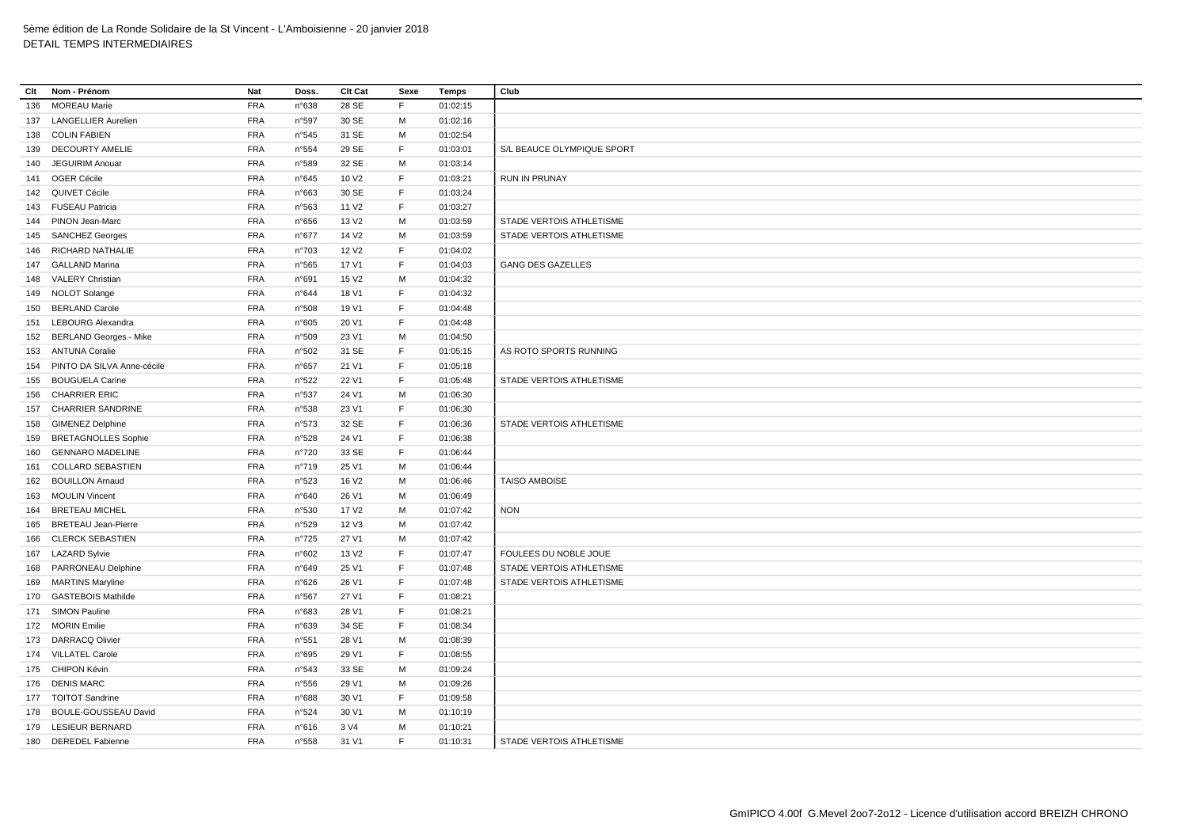| Clt | Nom - Prénom | Nat | Doss. | Clt Cat | Sexe | Temps | Club |
|---|---|---|---|---|---|---|---|
| 136 | MOREAU Marie | FRA | n°638 | 28 SE | F | 01:02:15 | |
| 137 | LANGELLIER Aurelien | FRA | n°597 | 30 SE | M | 01:02:16 | |
| 138 | COLIN FABIEN | FRA | n°545 | 31 SE | M | 01:02:54 | |
| 139 | DECOURTY AMELIE | FRA | n°554 | 29 SE | F | 01:03:01 | S/L BEAUCE OLYMPIQUE SPORT |
| 140 | JEGUIRIM Anouar | FRA | n°589 | 32 SE | M | 01:03:14 | |
| 141 | OGER Cécile | FRA | n°645 | 10 V2 | F | 01:03:21 | RUN IN PRUNAY |
| 142 | QUIVET Cécile | FRA | n°663 | 30 SE | F | 01:03:24 | |
| 143 | FUSEAU Patricia | FRA | n°563 | 11 V2 | F | 01:03:27 | |
| 144 | PINON Jean-Marc | FRA | n°656 | 13 V2 | M | 01:03:59 | STADE VERTOIS ATHLETISME |
| 145 | SANCHEZ Georges | FRA | n°677 | 14 V2 | M | 01:03:59 | STADE VERTOIS ATHLETISME |
| 146 | RICHARD NATHALIE | FRA | n°703 | 12 V2 | F | 01:04:02 | |
| 147 | GALLAND Marina | FRA | n°565 | 17 V1 | F | 01:04:03 | GANG DES GAZELLES |
| 148 | VALERY Christian | FRA | n°691 | 15 V2 | M | 01:04:32 | |
| 149 | NOLOT Solange | FRA | n°644 | 18 V1 | F | 01:04:32 | |
| 150 | BERLAND Carole | FRA | n°508 | 19 V1 | F | 01:04:48 | |
| 151 | LEBOURG Alexandra | FRA | n°605 | 20 V1 | F | 01:04:48 | |
| 152 | BERLAND Georges - Mike | FRA | n°509 | 23 V1 | M | 01:04:50 | |
| 153 | ANTUNA Coralie | FRA | n°502 | 31 SE | F | 01:05:15 | AS ROTO SPORTS RUNNING |
| 154 | PINTO DA SILVA Anne-cécile | FRA | n°657 | 21 V1 | F | 01:05:18 | |
| 155 | BOUGUELA Carine | FRA | n°522 | 22 V1 | F | 01:05:48 | STADE VERTOIS ATHLETISME |
| 156 | CHARRIER ERIC | FRA | n°537 | 24 V1 | M | 01:06:30 | |
| 157 | CHARRIER SANDRINE | FRA | n°538 | 23 V1 | F | 01:06:30 | |
| 158 | GIMENEZ Delphine | FRA | n°573 | 32 SE | F | 01:06:36 | STADE VERTOIS ATHLETISME |
| 159 | BRETAGNOLLES Sophie | FRA | n°528 | 24 V1 | F | 01:06:38 | |
| 160 | GENNARO MADELINE | FRA | n°720 | 33 SE | F | 01:06:44 | |
| 161 | COLLARD SEBASTIEN | FRA | n°719 | 25 V1 | M | 01:06:44 | |
| 162 | BOUILLON Arnaud | FRA | n°523 | 16 V2 | M | 01:06:46 | TAISO AMBOISE |
| 163 | MOULIN Vincent | FRA | n°640 | 26 V1 | M | 01:06:49 | |
| 164 | BRETEAU MICHEL | FRA | n°530 | 17 V2 | M | 01:07:42 | NON |
| 165 | BRETEAU Jean-Pierre | FRA | n°529 | 12 V3 | M | 01:07:42 | |
| 166 | CLERCK SEBASTIEN | FRA | n°725 | 27 V1 | M | 01:07:42 | |
| 167 | LAZARD Sylvie | FRA | n°602 | 13 V2 | F | 01:07:47 | FOULEES DU NOBLE JOUE |
| 168 | PARRONEAU Delphine | FRA | n°649 | 25 V1 | F | 01:07:48 | STADE VERTOIS ATHLETISME |
| 169 | MARTINS Maryline | FRA | n°626 | 26 V1 | F | 01:07:48 | STADE VERTOIS ATHLETISME |
| 170 | GASTEBOIS Mathilde | FRA | n°567 | 27 V1 | F | 01:08:21 | |
| 171 | SIMON Pauline | FRA | n°683 | 28 V1 | F | 01:08:21 | |
| 172 | MORIN Emilie | FRA | n°639 | 34 SE | F | 01:08:34 | |
| 173 | DARRACQ Olivier | FRA | n°551 | 28 V1 | M | 01:08:39 | |
| 174 | VILLATEL Carole | FRA | n°695 | 29 V1 | F | 01:08:55 | |
| 175 | CHIPON Kévin | FRA | n°543 | 33 SE | M | 01:09:24 | |
| 176 | DENIS MARC | FRA | n°556 | 29 V1 | M | 01:09:26 | |
| 177 | TOITOT Sandrine | FRA | n°688 | 30 V1 | F | 01:09:58 | |
| 178 | BOULE-GOUSSEAU David | FRA | n°524 | 30 V1 | M | 01:10:19 | |
| 179 | LESIEUR BERNARD | FRA | n°616 | 3 V4 | M | 01:10:21 | |
| 180 | DEREDEL Fabienne | FRA | n°558 | 31 V1 | F | 01:10:31 | STADE VERTOIS ATHLETISME |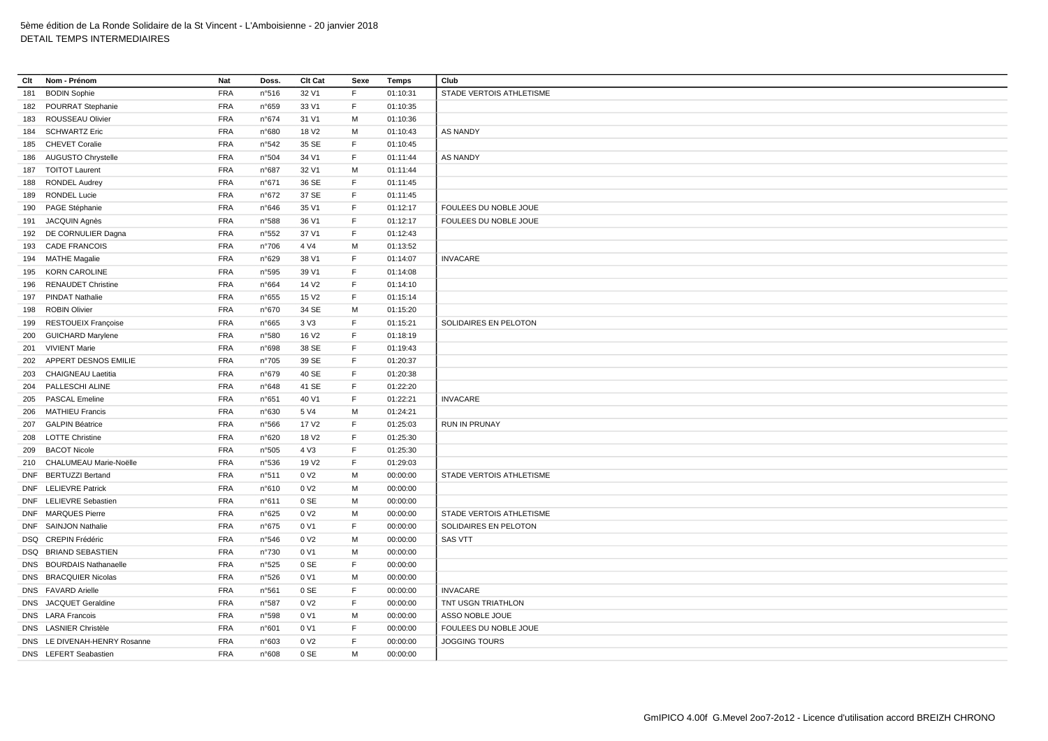5ème édition de La Ronde Solidaire de la St Vincent - L'Amboisienne - 20 janvier 2018

DETAIL TEMPS INTERMEDIAIRES

| Clt | Nom - Prénom | Nat | Doss. | Clt Cat | Sexe | Temps | Club |
|---|---|---|---|---|---|---|---|
| 181 | BODIN Sophie | FRA | n°516 | 32 V1 | F | 01:10:31 | STADE VERTOIS ATHLETISME |
| 182 | POURRAT Stephanie | FRA | n°659 | 33 V1 | F | 01:10:35 | |
| 183 | ROUSSEAU Olivier | FRA | n°674 | 31 V1 | M | 01:10:36 | |
| 184 | SCHWARTZ Eric | FRA | n°680 | 18 V2 | M | 01:10:43 | AS NANDY |
| 185 | CHEVET Coralie | FRA | n°542 | 35 SE | F | 01:10:45 | |
| 186 | AUGUSTO Chrystelle | FRA | n°504 | 34 V1 | F | 01:11:44 | AS NANDY |
| 187 | TOITOT Laurent | FRA | n°687 | 32 V1 | M | 01:11:44 | |
| 188 | RONDEL Audrey | FRA | n°671 | 36 SE | F | 01:11:45 | |
| 189 | RONDEL Lucie | FRA | n°672 | 37 SE | F | 01:11:45 | |
| 190 | PAGE Stéphanie | FRA | n°646 | 35 V1 | F | 01:12:17 | FOULEES DU NOBLE JOUE |
| 191 | JACQUIN Agnès | FRA | n°588 | 36 V1 | F | 01:12:17 | FOULEES DU NOBLE JOUE |
| 192 | DE CORNULIER Dagna | FRA | n°552 | 37 V1 | F | 01:12:43 | |
| 193 | CADE FRANCOIS | FRA | n°706 | 4 V4 | M | 01:13:52 | |
| 194 | MATHE Magalie | FRA | n°629 | 38 V1 | F | 01:14:07 | INVACARE |
| 195 | KORN CAROLINE | FRA | n°595 | 39 V1 | F | 01:14:08 | |
| 196 | RENAUDET Christine | FRA | n°664 | 14 V2 | F | 01:14:10 | |
| 197 | PINDAT Nathalie | FRA | n°655 | 15 V2 | F | 01:15:14 | |
| 198 | ROBIN Olivier | FRA | n°670 | 34 SE | M | 01:15:20 | |
| 199 | RESTOUEIX Françoise | FRA | n°665 | 3 V3 | F | 01:15:21 | SOLIDAIRES EN PELOTON |
| 200 | GUICHARD Marylene | FRA | n°580 | 16 V2 | F | 01:18:19 | |
| 201 | VIVIENT Marie | FRA | n°698 | 38 SE | F | 01:19:43 | |
| 202 | APPERT DESNOS EMILIE | FRA | n°705 | 39 SE | F | 01:20:37 | |
| 203 | CHAIGNEAU Laetitia | FRA | n°679 | 40 SE | F | 01:20:38 | |
| 204 | PALLESCHI ALINE | FRA | n°648 | 41 SE | F | 01:22:20 | |
| 205 | PASCAL Emeline | FRA | n°651 | 40 V1 | F | 01:22:21 | INVACARE |
| 206 | MATHIEU Francis | FRA | n°630 | 5 V4 | M | 01:24:21 | |
| 207 | GALPIN Béatrice | FRA | n°566 | 17 V2 | F | 01:25:03 | RUN IN PRUNAY |
| 208 | LOTTE Christine | FRA | n°620 | 18 V2 | F | 01:25:30 | |
| 209 | BACOT Nicole | FRA | n°505 | 4 V3 | F | 01:25:30 | |
| 210 | CHALUMEAU Marie-Noëlle | FRA | n°536 | 19 V2 | F | 01:29:03 | |
| DNF | BERTUZZI Bertand | FRA | n°511 | 0 V2 | M | 00:00:00 | STADE VERTOIS ATHLETISME |
| DNF | LELIEVRE Patrick | FRA | n°610 | 0 V2 | M | 00:00:00 | |
| DNF | LELIEVRE Sebastien | FRA | n°611 | 0 SE | M | 00:00:00 | |
| DNF | MARQUES Pierre | FRA | n°625 | 0 V2 | M | 00:00:00 | STADE VERTOIS ATHLETISME |
| DNF | SAINJON Nathalie | FRA | n°675 | 0 V1 | F | 00:00:00 | SOLIDAIRES EN PELOTON |
| DSQ | CREPIN Frédéric | FRA | n°546 | 0 V2 | M | 00:00:00 | SAS VTT |
| DSQ | BRIAND SEBASTIEN | FRA | n°730 | 0 V1 | M | 00:00:00 | |
| DNS | BOURDAIS Nathanaelle | FRA | n°525 | 0 SE | F | 00:00:00 | |
| DNS | BRACQUIER Nicolas | FRA | n°526 | 0 V1 | M | 00:00:00 | |
| DNS | FAVARD Arielle | FRA | n°561 | 0 SE | F | 00:00:00 | INVACARE |
| DNS | JACQUET Geraldine | FRA | n°587 | 0 V2 | F | 00:00:00 | TNT USGN TRIATHLON |
| DNS | LARA Francois | FRA | n°598 | 0 V1 | M | 00:00:00 | ASSO NOBLE JOUE |
| DNS | LASNIER Christèle | FRA | n°601 | 0 V1 | F | 00:00:00 | FOULEES DU NOBLE JOUE |
| DNS | LE DIVENAH-HENRY Rosanne | FRA | n°603 | 0 V2 | F | 00:00:00 | JOGGING TOURS |
| DNS | LEFERT Seabastien | FRA | n°608 | 0 SE | M | 00:00:00 | |

GmIPICO 4.00f G.Mevel 2oo7-2o12 - Licence d'utilisation accord BREIZH CHRONO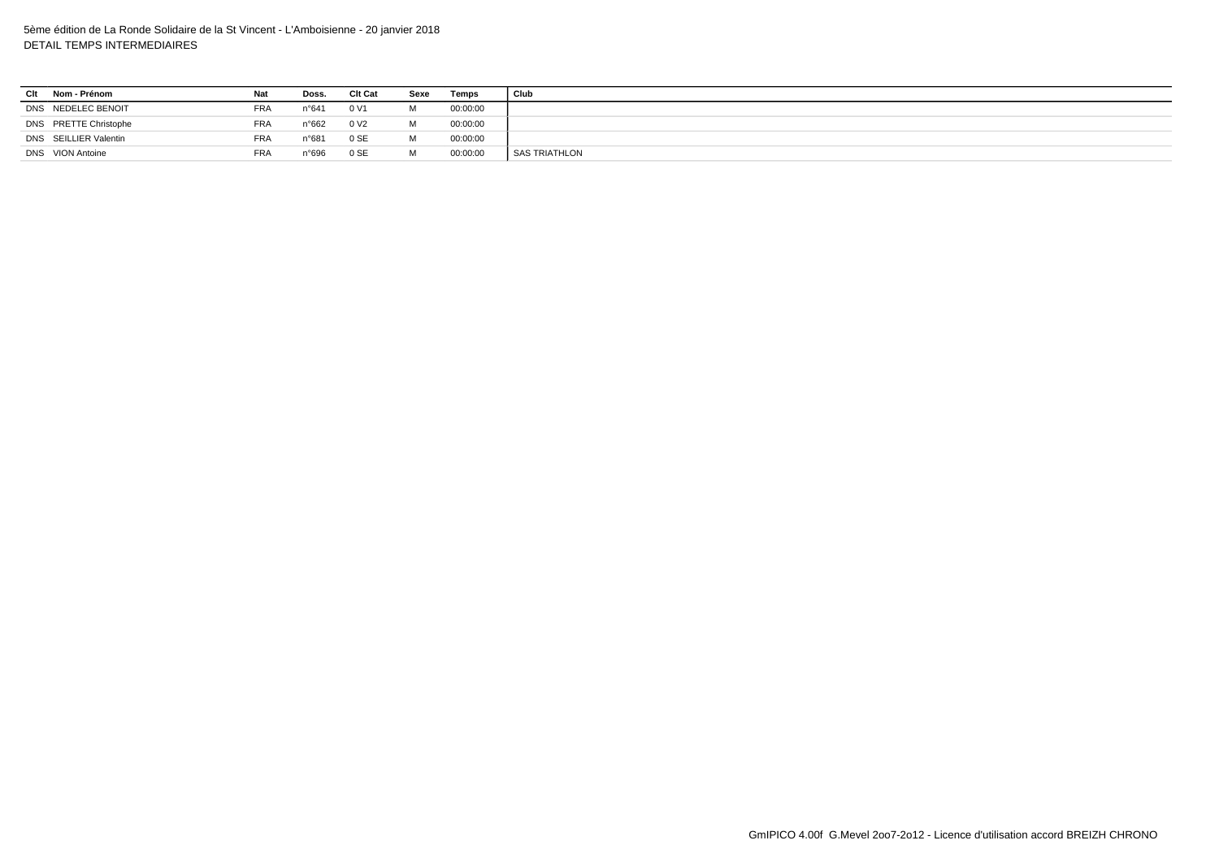| Clt | Nom - Prénom | Nat | Doss. | Clt Cat | Sexe | Temps | Club |
|---|---|---|---|---|---|---|---|
| DNS | NEDELEC BENOIT | FRA | n°641 | 0 V1 | M | 00:00:00 | |
| DNS | PRETTE Christophe | FRA | n°662 | 0 V2 | M | 00:00:00 | |
| DNS | SEILLIER Valentin | FRA | n°681 | 0 SE | M | 00:00:00 | |
| DNS | VION Antoine | FRA | n°696 | 0 SE | M | 00:00:00 | SAS TRIATHLON |